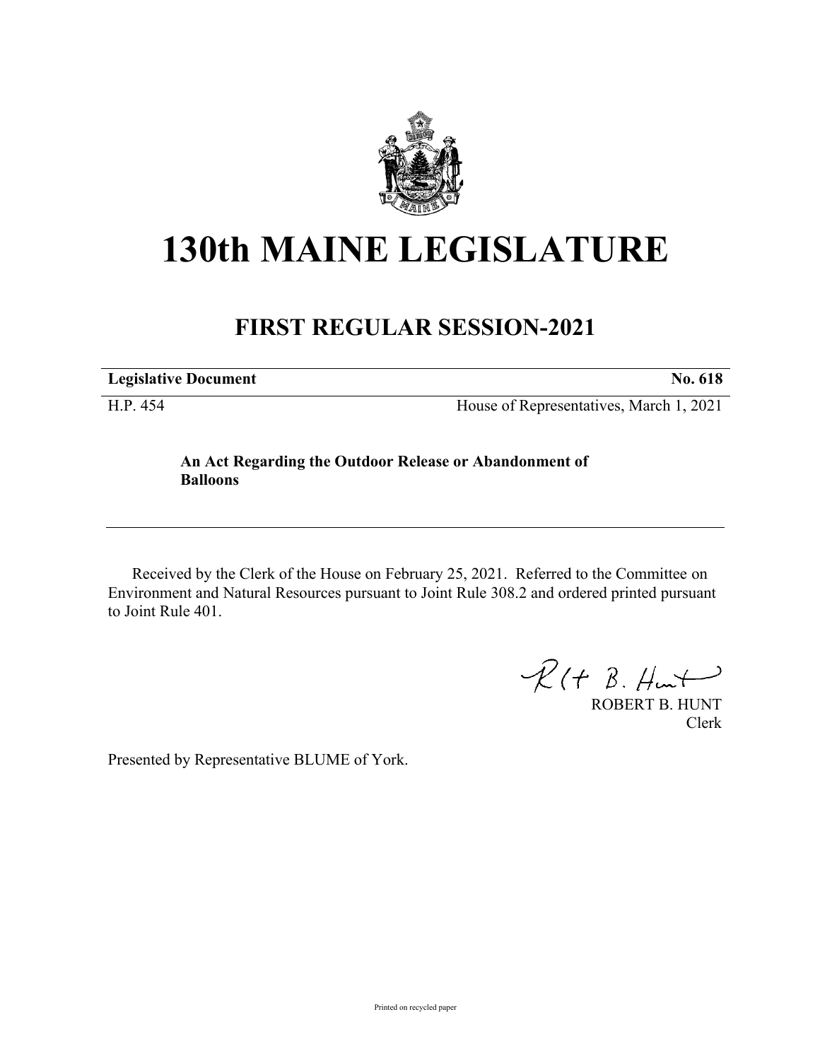# 130th MAINE LEGISLATURE

## FIRST REGULAR SESSION-2021

**Legislative Document** **No. 618**

H.P. 454 House of Representatives, March 1, 2021

**An Act Regarding the Outdoor Release or Abandonment of Balloons**

---

Received by the Clerk of the House on February 25, 2021. Referred to the Committee on Environment and Natural Resources pursuant to Joint Rule 308.2 and ordered printed pursuant to Joint Rule 401.

ROBERT B. HUNT
Clerk

Presented by Representative BLUME of York.

Printed on recycled paper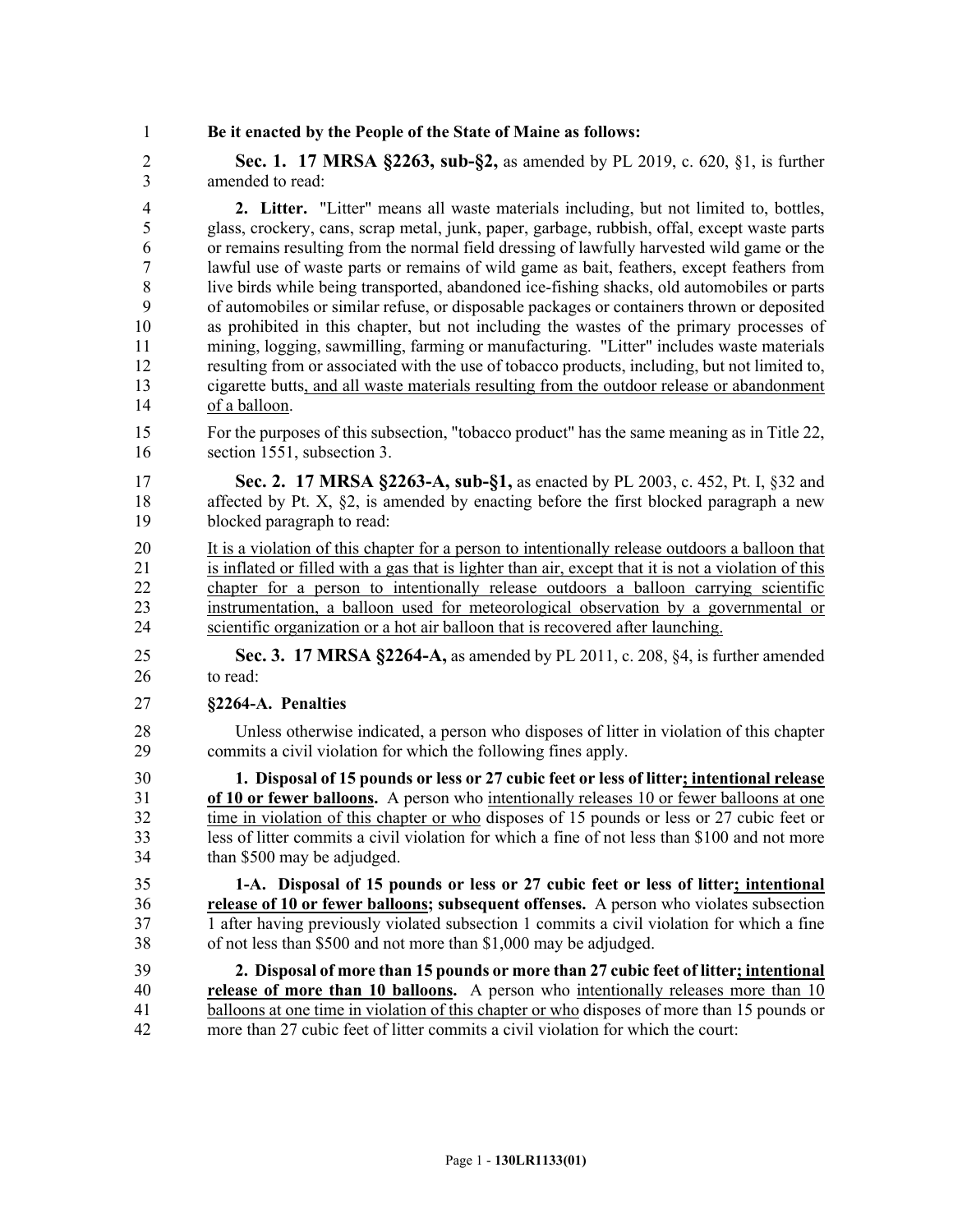**Be it enacted by the People of the State of Maine as follows:**

**Sec. 1. 17 MRSA §2263, sub-§2,** as amended by PL 2019, c. 620, §1, is further amended to read:

**2. Litter.** "Litter" means all waste materials including, but not limited to, bottles, glass, crockery, cans, scrap metal, junk, paper, garbage, rubbish, offal, except waste parts or remains resulting from the normal field dressing of lawfully harvested wild game or the lawful use of waste parts or remains of wild game as bait, feathers, except feathers from live birds while being transported, abandoned ice-fishing shacks, old automobiles or parts of automobiles or similar refuse, or disposable packages or containers thrown or deposited as prohibited in this chapter, but not including the wastes of the primary processes of mining, logging, sawmilling, farming or manufacturing. "Litter" includes waste materials resulting from or associated with the use of tobacco products, including, but not limited to, cigarette butts, and all waste materials resulting from the outdoor release or abandonment of a balloon.

For the purposes of this subsection, "tobacco product" has the same meaning as in Title 22, section 1551, subsection 3.

**Sec. 2. 17 MRSA §2263-A, sub-§1,** as enacted by PL 2003, c. 452, Pt. I, §32 and affected by Pt. X, §2, is amended by enacting before the first blocked paragraph a new blocked paragraph to read:

It is a violation of this chapter for a person to intentionally release outdoors a balloon that is inflated or filled with a gas that is lighter than air, except that it is not a violation of this chapter for a person to intentionally release outdoors a balloon carrying scientific instrumentation, a balloon used for meteorological observation by a governmental or scientific organization or a hot air balloon that is recovered after launching.

**Sec. 3. 17 MRSA §2264-A,** as amended by PL 2011, c. 208, §4, is further amended to read:

**§2264-A. Penalties**

Unless otherwise indicated, a person who disposes of litter in violation of this chapter commits a civil violation for which the following fines apply.

**1. Disposal of 15 pounds or less or 27 cubic feet or less of litter; intentional release of 10 or fewer balloons.** A person who intentionally releases 10 or fewer balloons at one time in violation of this chapter or who disposes of 15 pounds or less or 27 cubic feet or less of litter commits a civil violation for which a fine of not less than $100 and not more than $500 may be adjudged.

**1-A. Disposal of 15 pounds or less or 27 cubic feet or less of litter; intentional release of 10 or fewer balloons; subsequent offenses.** A person who violates subsection 1 after having previously violated subsection 1 commits a civil violation for which a fine of not less than $500 and not more than $1,000 may be adjudged.

**2. Disposal of more than 15 pounds or more than 27 cubic feet of litter; intentional release of more than 10 balloons.** A person who intentionally releases more than 10 balloons at one time in violation of this chapter or who disposes of more than 15 pounds or more than 27 cubic feet of litter commits a civil violation for which the court: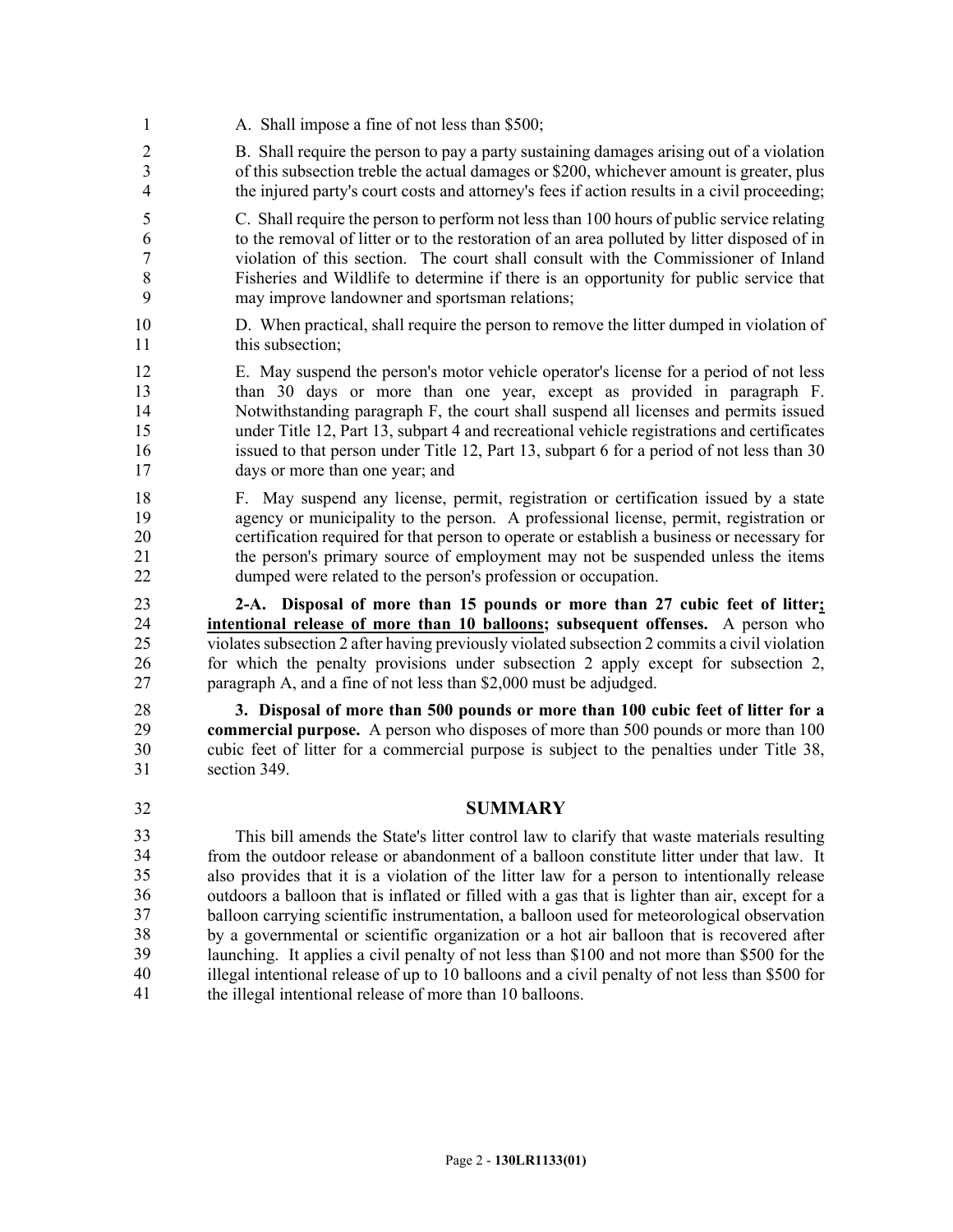A. Shall impose a fine of not less than $500;

B. Shall require the person to pay a party sustaining damages arising out of a violation of this subsection treble the actual damages or $200, whichever amount is greater, plus the injured party's court costs and attorney's fees if action results in a civil proceeding;

C. Shall require the person to perform not less than 100 hours of public service relating to the removal of litter or to the restoration of an area polluted by litter disposed of in violation of this section. The court shall consult with the Commissioner of Inland Fisheries and Wildlife to determine if there is an opportunity for public service that may improve landowner and sportsman relations;

D. When practical, shall require the person to remove the litter dumped in violation of this subsection;

E. May suspend the person's motor vehicle operator's license for a period of not less than 30 days or more than one year, except as provided in paragraph F. Notwithstanding paragraph F, the court shall suspend all licenses and permits issued under Title 12, Part 13, subpart 4 and recreational vehicle registrations and certificates issued to that person under Title 12, Part 13, subpart 6 for a period of not less than 30 days or more than one year; and

F. May suspend any license, permit, registration or certification issued by a state agency or municipality to the person. A professional license, permit, registration or certification required for that person to operate or establish a business or necessary for the person's primary source of employment may not be suspended unless the items dumped were related to the person's profession or occupation.

**2-A. Disposal of more than 15 pounds or more than 27 cubic feet of litter<u>; intentional release of more than 10 balloons</u>; subsequent offenses.** A person who violates subsection 2 after having previously violated subsection 2 commits a civil violation for which the penalty provisions under subsection 2 apply except for subsection 2, paragraph A, and a fine of not less than $2,000 must be adjudged.

**3. Disposal of more than 500 pounds or more than 100 cubic feet of litter for a commercial purpose.** A person who disposes of more than 500 pounds or more than 100 cubic feet of litter for a commercial purpose is subject to the penalties under Title 38, section 349.

## SUMMARY

This bill amends the State's litter control law to clarify that waste materials resulting from the outdoor release or abandonment of a balloon constitute litter under that law. It also provides that it is a violation of the litter law for a person to intentionally release outdoors a balloon that is inflated or filled with a gas that is lighter than air, except for a balloon carrying scientific instrumentation, a balloon used for meteorological observation by a governmental or scientific organization or a hot air balloon that is recovered after launching. It applies a civil penalty of not less than $100 and not more than $500 for the illegal intentional release of up to 10 balloons and a civil penalty of not less than $500 for the illegal intentional release of more than 10 balloons.